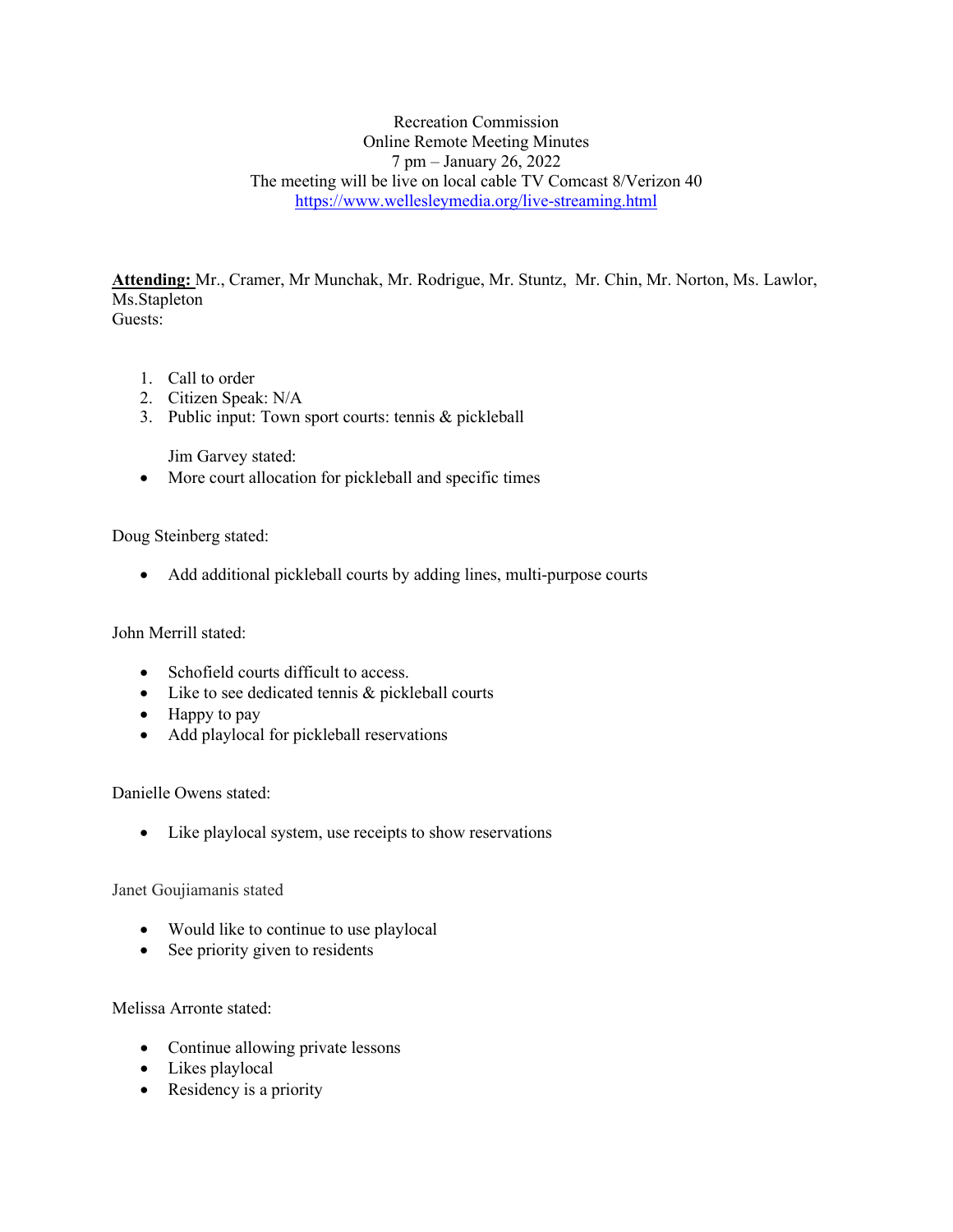Recreation Commission
Online Remote Meeting Minutes
7 pm – January 26, 2022
The meeting will be live on local cable TV Comcast 8/Verizon 40
https://www.wellesleymedia.org/live-streaming.html

**Attending:** Mr., Cramer, Mr Munchak, Mr. Rodrigue, Mr. Stuntz, Mr. Chin, Mr. Norton, Ms. Lawlor, Ms.Stapleton
Guests:

1. Call to order
2. Citizen Speak: N/A
3. Public input: Town sport courts: tennis & pickleball

   Jim Garvey stated:

- More court allocation for pickleball and specific times

Doug Steinberg stated:

- Add additional pickleball courts by adding lines, multi-purpose courts

John Merrill stated:

- Schofield courts difficult to access.
- Like to see dedicated tennis & pickleball courts
- Happy to pay
- Add playlocal for pickleball reservations

Danielle Owens stated:

- Like playlocal system, use receipts to show reservations

Janet Goujiamanis stated

- Would like to continue to use playlocal
- See priority given to residents

Melissa Arronte stated:

- Continue allowing private lessons
- Likes playlocal
- Residency is a priority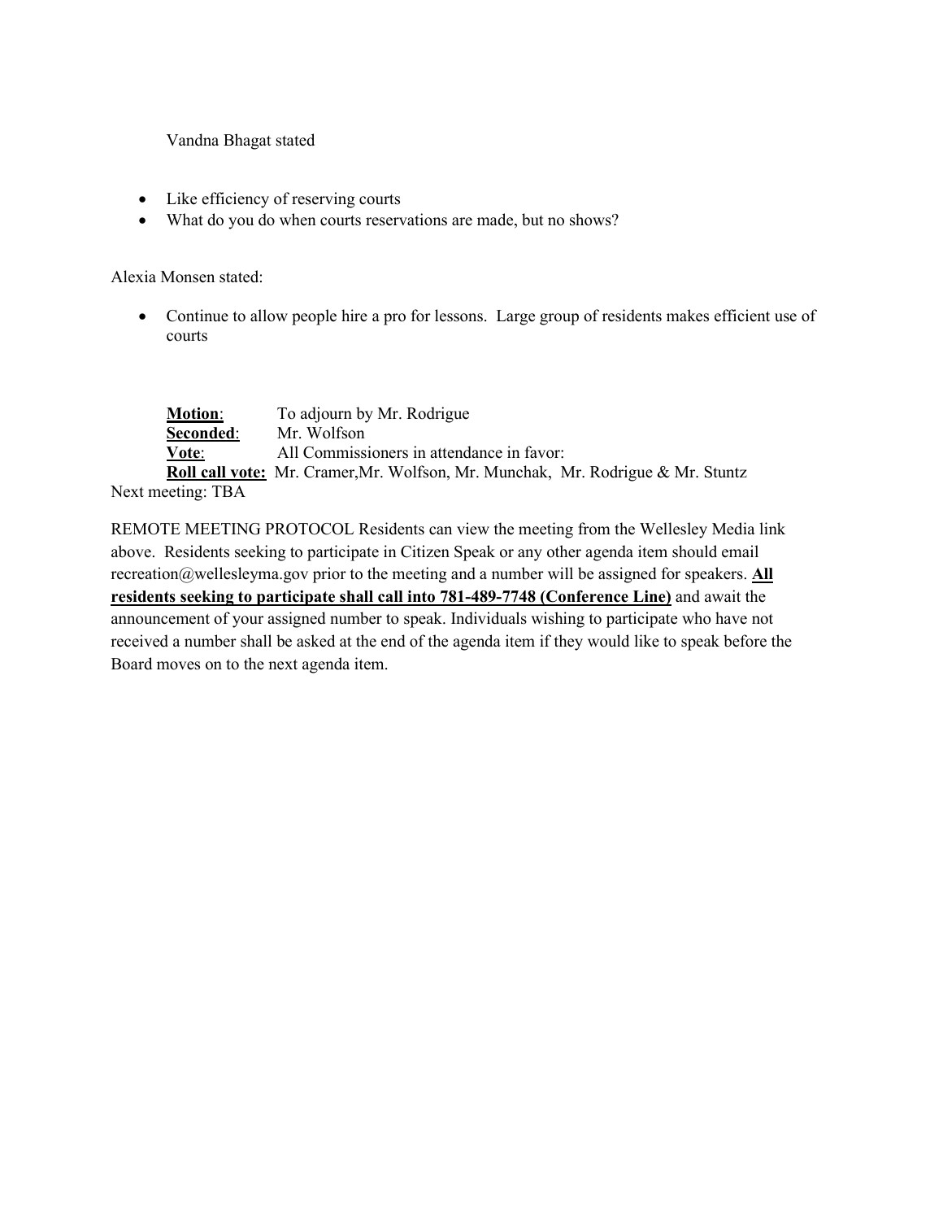Vandna Bhagat stated

- Like efficiency of reserving courts
- What do you do when courts reservations are made, but no shows?

Alexia Monsen stated:

- Continue to allow people hire a pro for lessons. Large group of residents makes efficient use of courts

**Motion**: To adjourn by Mr. Rodrigue
**Seconded**: Mr. Wolfson
**Vote**: All Commissioners in attendance in favor:
**Roll call vote:** Mr. Cramer,Mr. Wolfson, Mr. Munchak, Mr. Rodrigue & Mr. Stuntz

Next meeting: TBA

REMOTE MEETING PROTOCOL Residents can view the meeting from the Wellesley Media link above. Residents seeking to participate in Citizen Speak or any other agenda item should email recreation@wellesleyma.gov prior to the meeting and a number will be assigned for speakers. **All residents seeking to participate shall call into 781-489-7748 (Conference Line)** and await the announcement of your assigned number to speak. Individuals wishing to participate who have not received a number shall be asked at the end of the agenda item if they would like to speak before the Board moves on to the next agenda item.